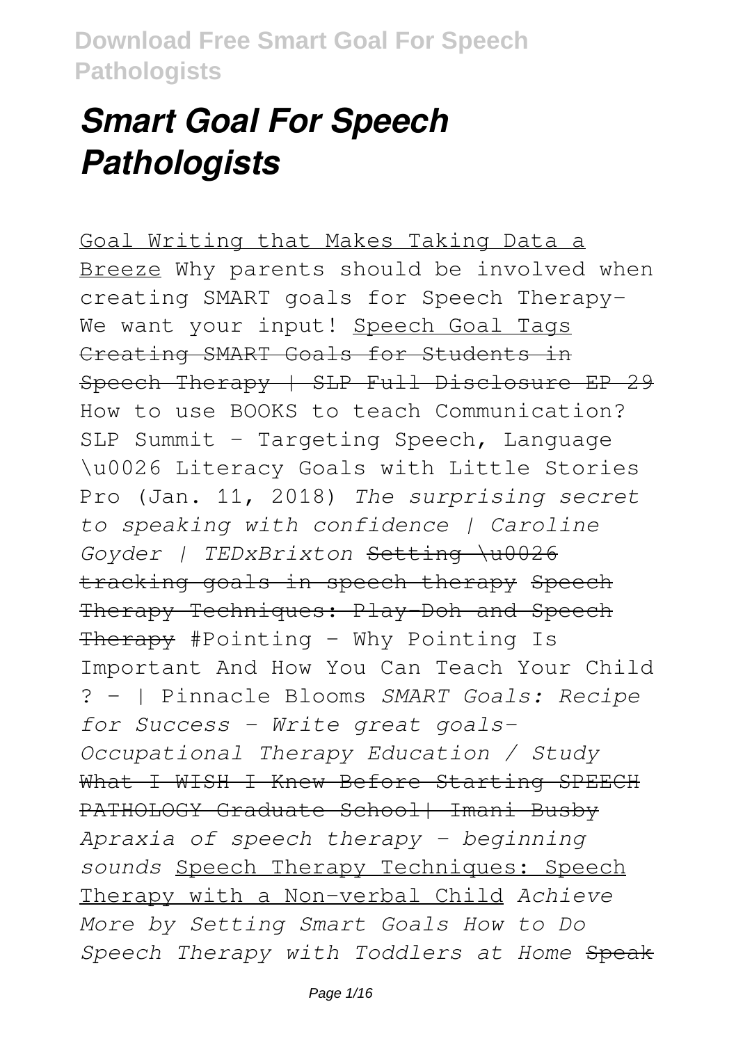# *Smart Goal For Speech Pathologists*

Goal Writing that Makes Taking Data a Breeze Why parents should be involved when creating SMART goals for Speech Therapy- We want your input! Speech Goal Tags Creating SMART Goals for Students in Speech Therapy | SLP Full Disclosure EP 29 How to use BOOKS to teach Communication? SLP Summit - Targeting Speech, Language \u0026 Literacy Goals with Little Stories Pro (Jan. 11, 2018) *The surprising secret to speaking with confidence | Caroline Goyder | TEDxBrixton* Setting \u0026 tracking goals in speech therapy Speech Therapy Techniques: Play-Doh and Speech Therapy #Pointing - Why Pointing Is Important And How You Can Teach Your Child ? - | Pinnacle Blooms *SMART Goals: Recipe for Success - Write great goals- Occupational Therapy Education / Study* What I WISH I Knew Before Starting SPEECH PATHOLOGY Graduate School| Imani Busby *Apraxia of speech therapy - beginning sounds* Speech Therapy Techniques: Speech Therapy with a Non-verbal Child *Achieve More by Setting Smart Goals How to Do Speech Therapy with Toddlers at Home* Speak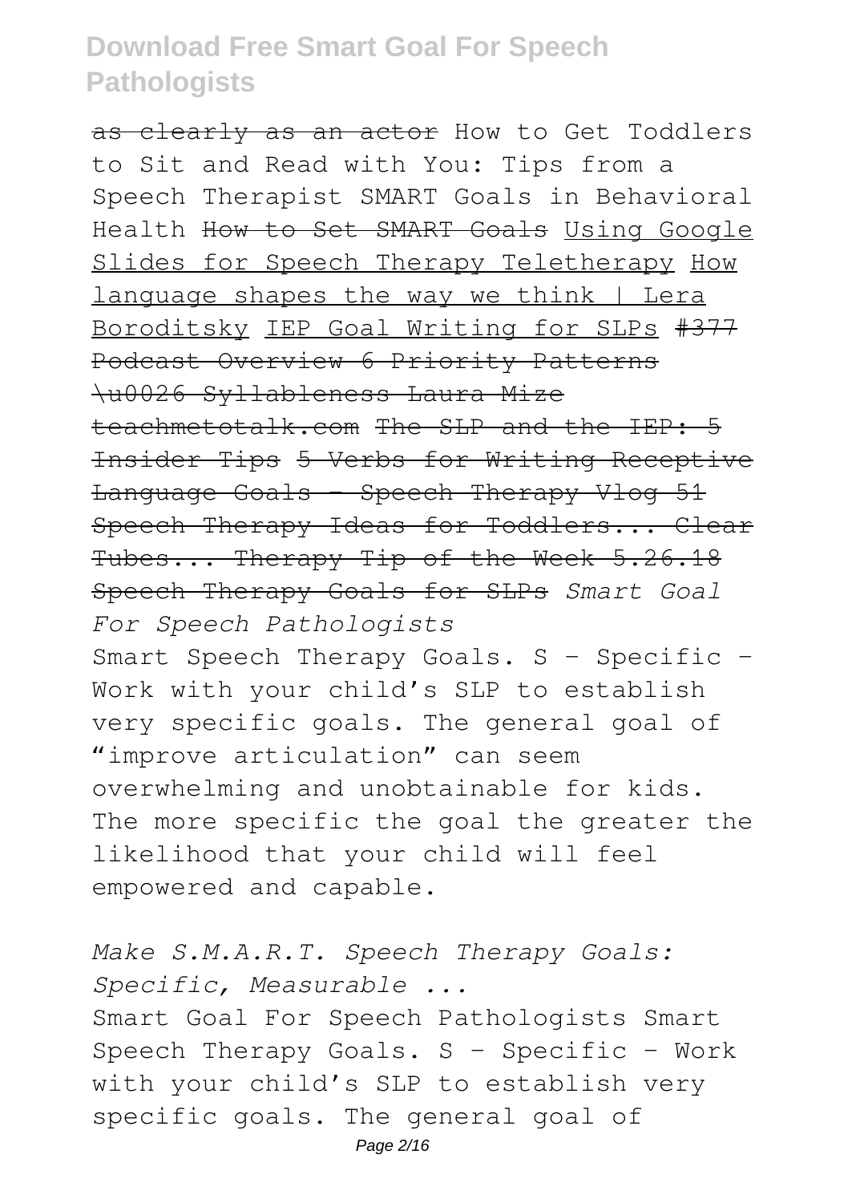~~as clearly as an actor~~ How to Get Toddlers to Sit and Read with You: Tips from a Speech Therapist SMART Goals in Behavioral Health ~~How to Set SMART Goals~~ Using Google Slides for Speech Therapy Teletherapy How language shapes the way we think | Lera Boroditsky IEP Goal Writing for SLPs ~~#377 Podcast Overview 6 Priority Patterns \u0026 Syllableness Laura Mize teachmetotalk.com~~ ~~The SLP and the IEP: 5 Insider Tips~~ ~~5 Verbs for Writing Receptive Language Goals - Speech Therapy Vlog 51~~ ~~Speech Therapy Ideas for Toddlers... Clear Tubes... Therapy Tip of the Week 5.26.18~~ ~~Speech Therapy Goals for SLPs~~ *Smart Goal For Speech Pathologists*

Smart Speech Therapy Goals. S – Specific – Work with your child's SLP to establish very specific goals. The general goal of "improve articulation" can seem overwhelming and unobtainable for kids. The more specific the goal the greater the likelihood that your child will feel empowered and capable.

*Make S.M.A.R.T. Speech Therapy Goals: Specific, Measurable ...*

Smart Goal For Speech Pathologists Smart Speech Therapy Goals. S – Specific – Work with your child's SLP to establish very specific goals. The general goal of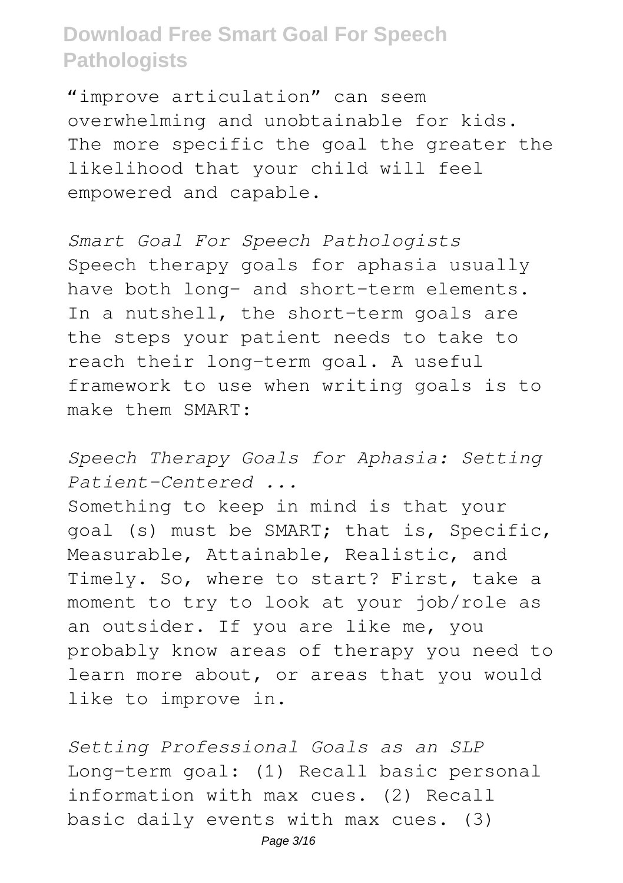"improve articulation" can seem overwhelming and unobtainable for kids. The more specific the goal the greater the likelihood that your child will feel empowered and capable.

*Smart Goal For Speech Pathologists*
Speech therapy goals for aphasia usually have both long- and short-term elements. In a nutshell, the short-term goals are the steps your patient needs to take to reach their long-term goal. A useful framework to use when writing goals is to make them SMART:

*Speech Therapy Goals for Aphasia: Setting Patient-Centered ...*
Something to keep in mind is that your goal (s) must be SMART; that is, Specific, Measurable, Attainable, Realistic, and Timely. So, where to start? First, take a moment to try to look at your job/role as an outsider. If you are like me, you probably know areas of therapy you need to learn more about, or areas that you would like to improve in.

*Setting Professional Goals as an SLP*
Long-term goal: (1) Recall basic personal information with max cues. (2) Recall basic daily events with max cues. (3)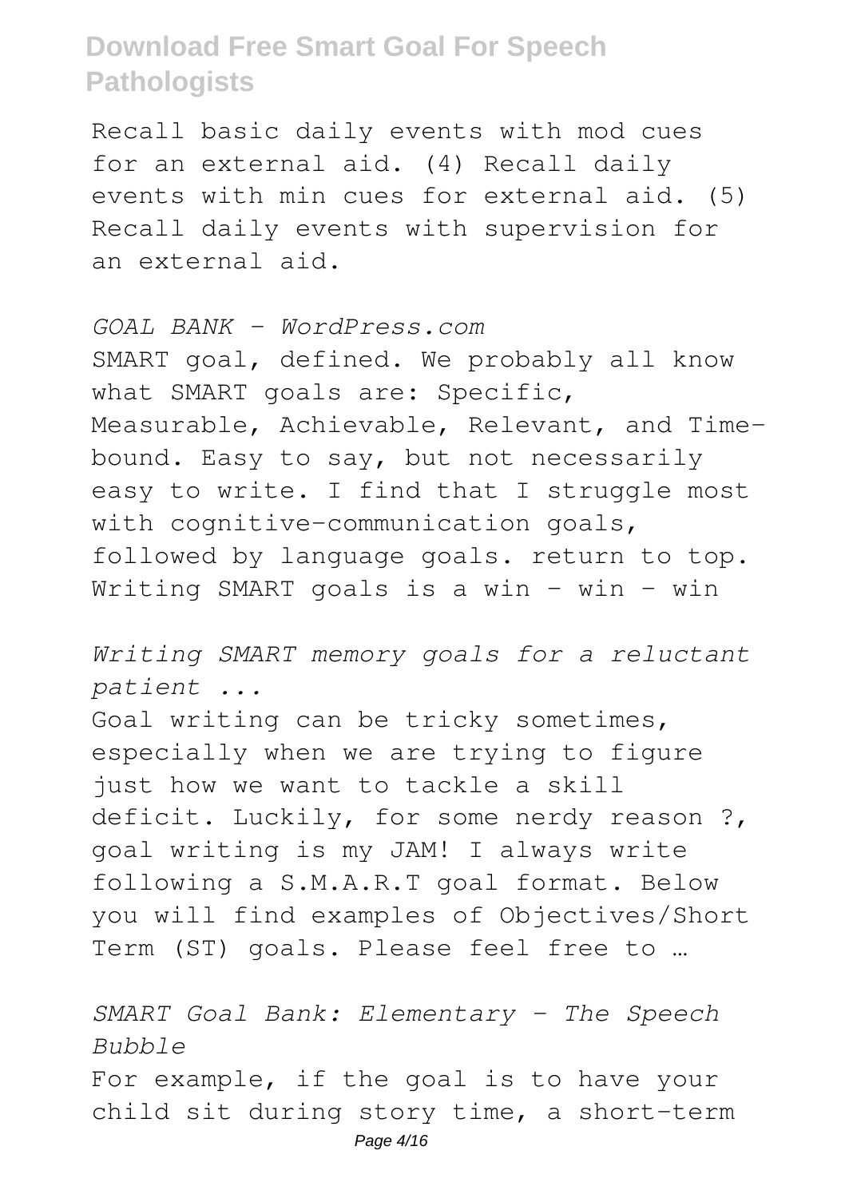Recall basic daily events with mod cues for an external aid. (4) Recall daily events with min cues for external aid. (5) Recall daily events with supervision for an external aid.

*GOAL BANK - WordPress.com*

SMART goal, defined. We probably all know what SMART goals are: Specific, Measurable, Achievable, Relevant, and Time-bound. Easy to say, but not necessarily easy to write. I find that I struggle most with cognitive-communication goals, followed by language goals. return to top. Writing SMART goals is a win – win – win

*Writing SMART memory goals for a reluctant patient ...*

Goal writing can be tricky sometimes, especially when we are trying to figure just how we want to tackle a skill deficit. Luckily, for some nerdy reason ?, goal writing is my JAM! I always write following a S.M.A.R.T goal format. Below you will find examples of Objectives/Short Term (ST) goals. Please feel free to …

*SMART Goal Bank: Elementary - The Speech Bubble*

For example, if the goal is to have your child sit during story time, a short-term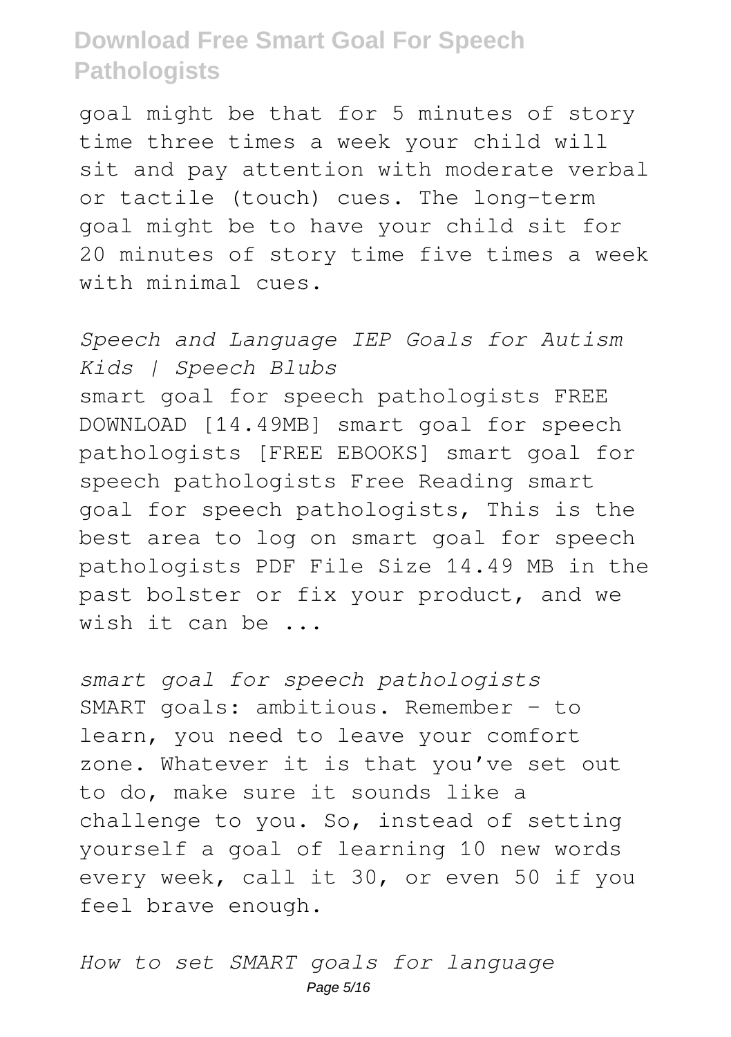goal might be that for 5 minutes of story time three times a week your child will sit and pay attention with moderate verbal or tactile (touch) cues. The long-term goal might be to have your child sit for 20 minutes of story time five times a week with minimal cues.

*Speech and Language IEP Goals for Autism Kids | Speech Blubs*

smart goal for speech pathologists FREE DOWNLOAD [14.49MB] smart goal for speech pathologists [FREE EBOOKS] smart goal for speech pathologists Free Reading smart goal for speech pathologists, This is the best area to log on smart goal for speech pathologists PDF File Size 14.49 MB in the past bolster or fix your product, and we wish it can be ...

*smart goal for speech pathologists*

SMART goals: ambitious. Remember – to learn, you need to leave your comfort zone. Whatever it is that you've set out to do, make sure it sounds like a challenge to you. So, instead of setting yourself a goal of learning 10 new words every week, call it 30, or even 50 if you feel brave enough.

*How to set SMART goals for language*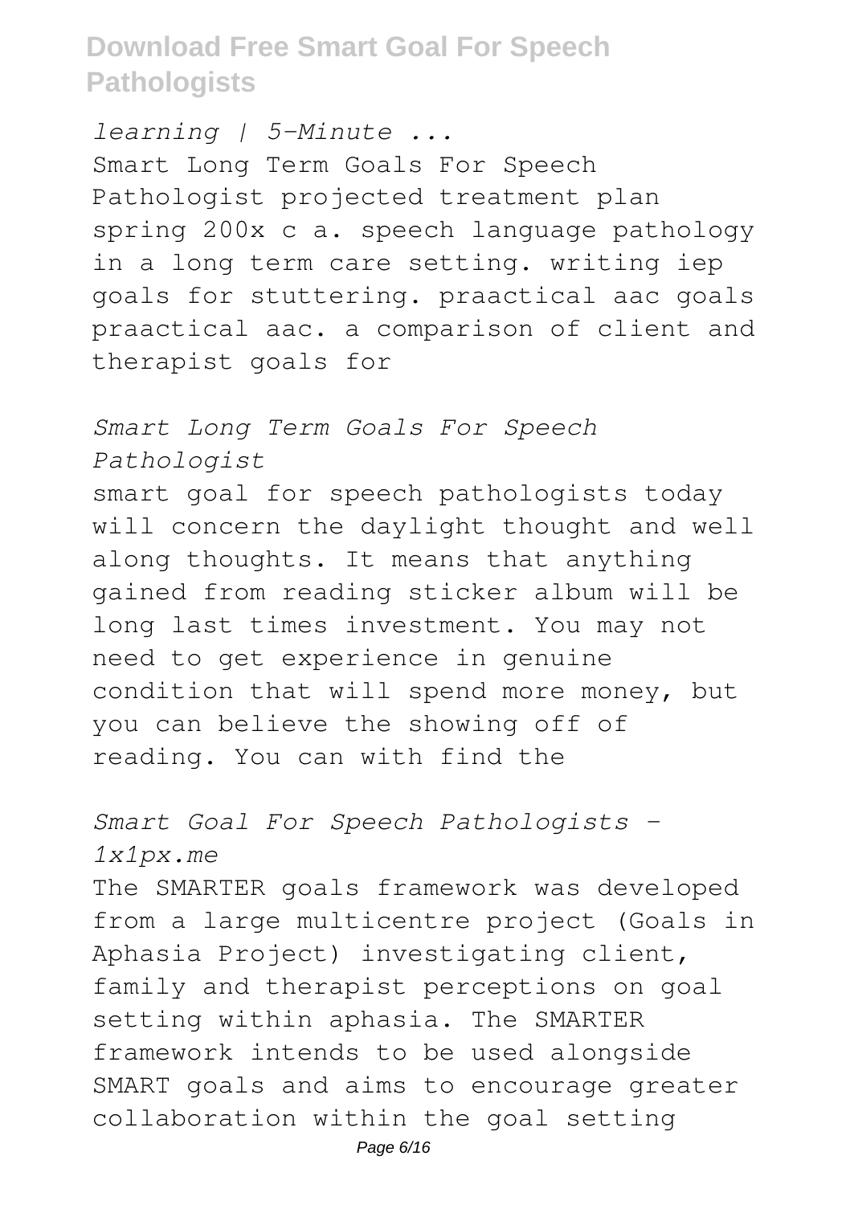*learning | 5-Minute ...*

Smart Long Term Goals For Speech Pathologist projected treatment plan spring 200x c a. speech language pathology in a long term care setting. writing iep goals for stuttering. praactical aac goals praactical aac. a comparison of client and therapist goals for

*Smart Long Term Goals For Speech Pathologist*

smart goal for speech pathologists today will concern the daylight thought and well along thoughts. It means that anything gained from reading sticker album will be long last times investment. You may not need to get experience in genuine condition that will spend more money, but you can believe the showing off of reading. You can with find the

*Smart Goal For Speech Pathologists - 1x1px.me*

The SMARTER goals framework was developed from a large multicentre project (Goals in Aphasia Project) investigating client, family and therapist perceptions on goal setting within aphasia. The SMARTER framework intends to be used alongside SMART goals and aims to encourage greater collaboration within the goal setting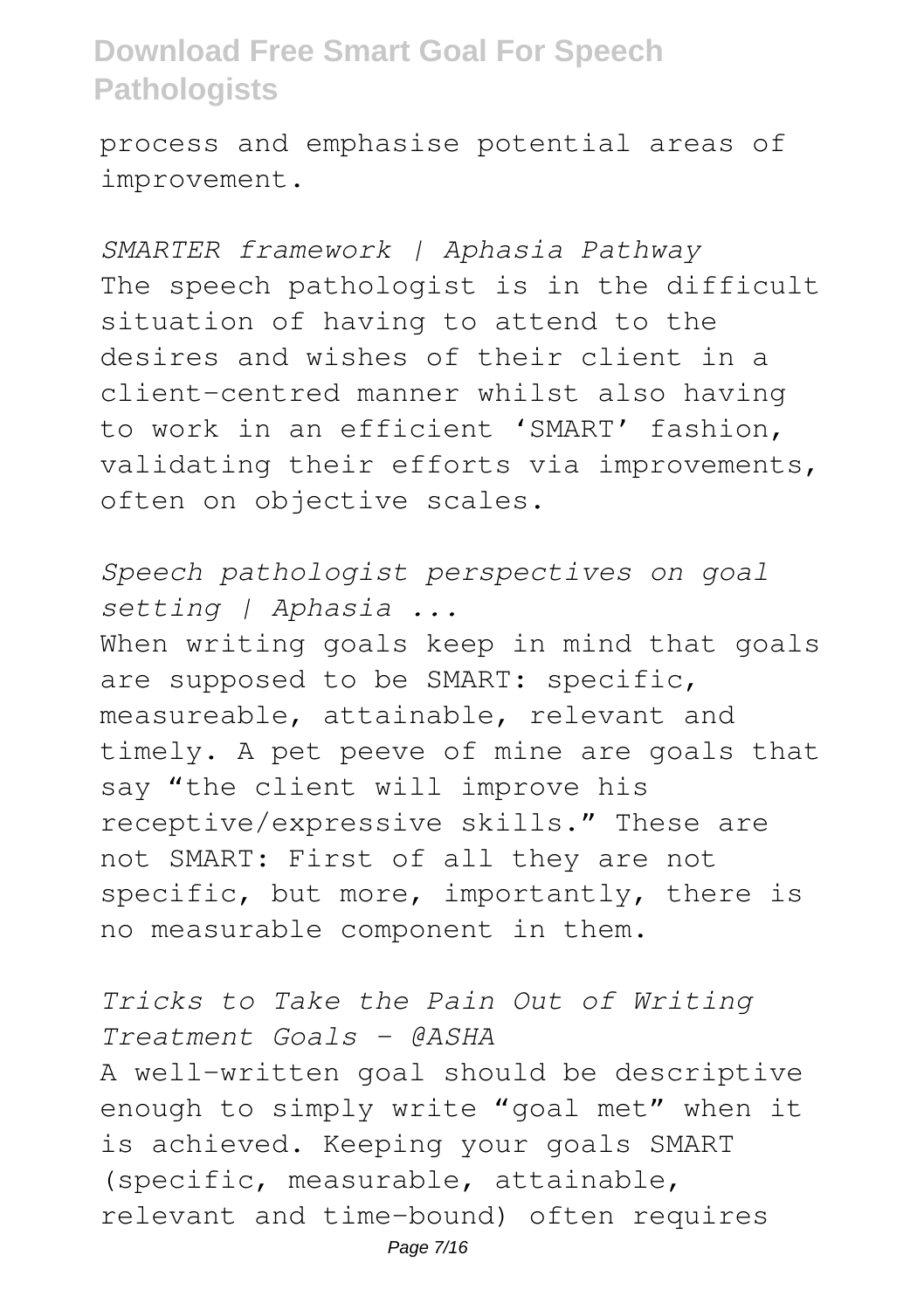process and emphasise potential areas of improvement.

*SMARTER framework | Aphasia Pathway*

The speech pathologist is in the difficult situation of having to attend to the desires and wishes of their client in a client-centred manner whilst also having to work in an efficient 'SMART' fashion, validating their efforts via improvements, often on objective scales.

*Speech pathologist perspectives on goal setting | Aphasia ...*

When writing goals keep in mind that goals are supposed to be SMART: specific, measureable, attainable, relevant and timely. A pet peeve of mine are goals that say "the client will improve his receptive/expressive skills." These are not SMART: First of all they are not specific, but more, importantly, there is no measurable component in them.

*Tricks to Take the Pain Out of Writing Treatment Goals - @ASHA*

A well-written goal should be descriptive enough to simply write "goal met" when it is achieved. Keeping your goals SMART (specific, measurable, attainable, relevant and time-bound) often requires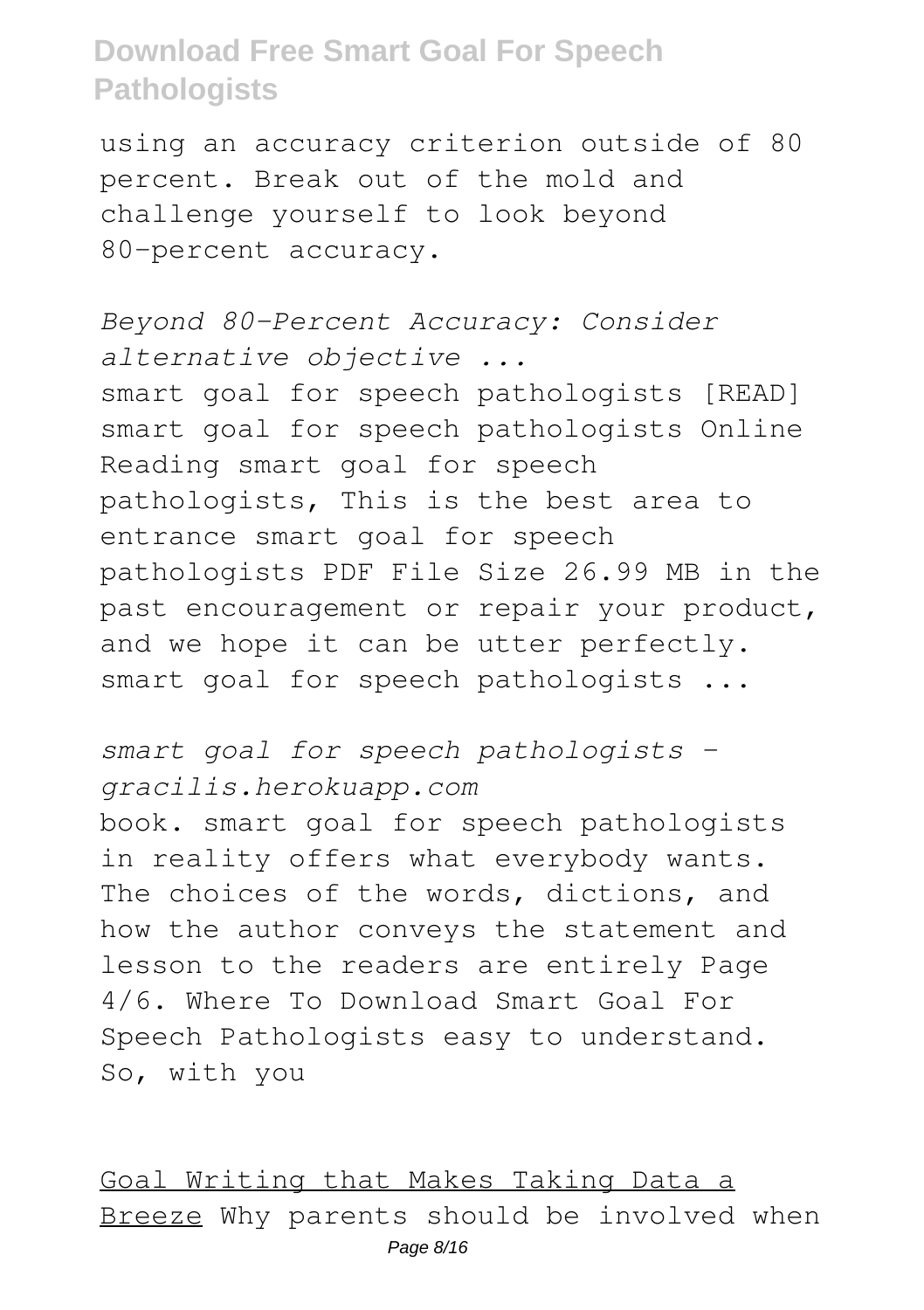using an accuracy criterion outside of 80 percent. Break out of the mold and challenge yourself to look beyond 80-percent accuracy.

*Beyond 80-Percent Accuracy: Consider alternative objective ...*

smart goal for speech pathologists [READ] smart goal for speech pathologists Online Reading smart goal for speech pathologists, This is the best area to entrance smart goal for speech pathologists PDF File Size 26.99 MB in the past encouragement or repair your product, and we hope it can be utter perfectly. smart goal for speech pathologists ...

*smart goal for speech pathologists - gracilis.herokuapp.com*

book. smart goal for speech pathologists in reality offers what everybody wants. The choices of the words, dictions, and how the author conveys the statement and lesson to the readers are entirely Page 4/6. Where To Download Smart Goal For Speech Pathologists easy to understand. So, with you

Goal Writing that Makes Taking Data a Breeze Why parents should be involved when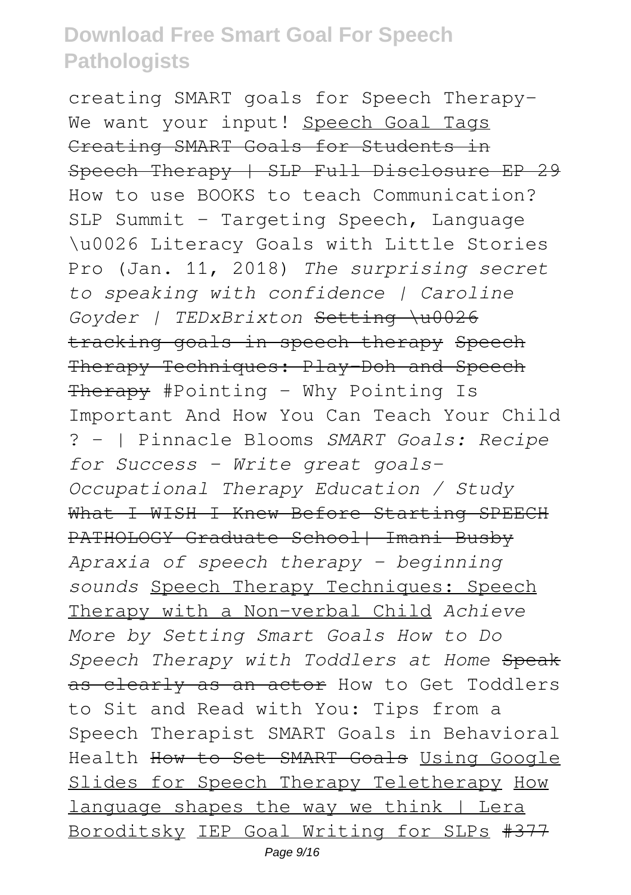creating SMART goals for Speech Therapy- We want your input! Speech Goal Tags ~~Creating SMART Goals for Students in Speech Therapy | SLP Full Disclosure EP 29~~ How to use BOOKS to teach Communication? SLP Summit - Targeting Speech, Language \u0026 Literacy Goals with Little Stories Pro (Jan. 11, 2018) *The surprising secret to speaking with confidence | Caroline Goyder | TEDxBrixton* ~~Setting \u0026 tracking goals in speech therapy~~ ~~Speech Therapy Techniques: Play-Doh and Speech Therapy~~ #Pointing - Why Pointing Is Important And How You Can Teach Your Child ? - | Pinnacle Blooms *SMART Goals: Recipe for Success - Write great goals- Occupational Therapy Education / Study* ~~What I WISH I Knew Before Starting SPEECH PATHOLOGY Graduate School| Imani Busby~~ *Apraxia of speech therapy - beginning sounds* Speech Therapy Techniques: Speech Therapy with a Non-verbal Child *Achieve More by Setting Smart Goals How to Do Speech Therapy with Toddlers at Home* ~~Speak as clearly as an actor~~ How to Get Toddlers to Sit and Read with You: Tips from a Speech Therapist SMART Goals in Behavioral Health ~~How to Set SMART Goals~~ Using Google Slides for Speech Therapy Teletherapy How language shapes the way we think | Lera Boroditsky IEP Goal Writing for SLPs ~~#377~~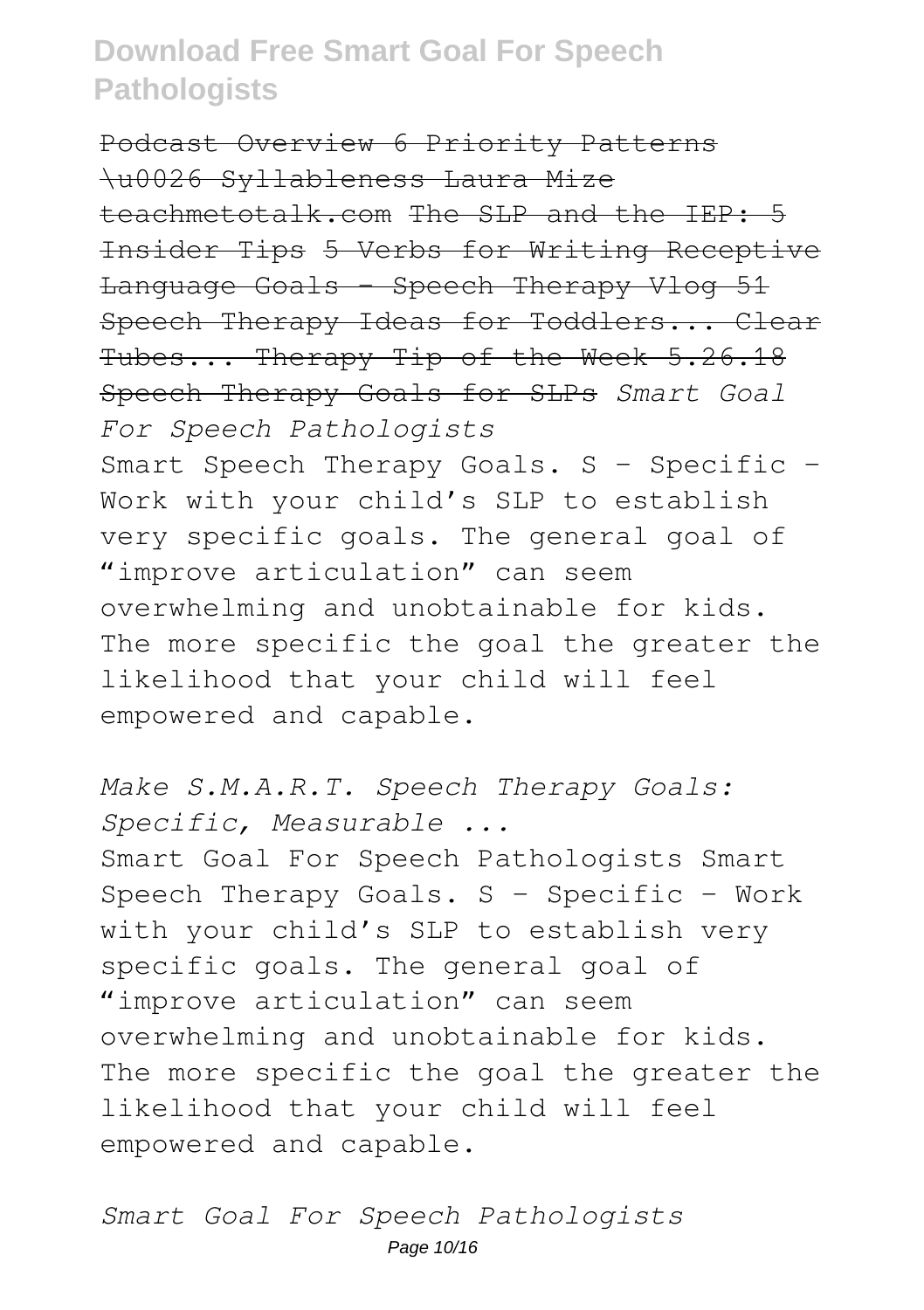~~Podcast Overview 6 Priority Patterns \u0026 Syllableness Laura Mize teachmetotalk.com The SLP and the IEP: 5 Insider Tips 5 Verbs for Writing Receptive Language Goals - Speech Therapy Vlog 51 Speech Therapy Ideas for Toddlers... Clear Tubes... Therapy Tip of the Week 5.26.18 Speech Therapy Goals for SLPs~~ *Smart Goal For Speech Pathologists*

Smart Speech Therapy Goals. S – Specific – Work with your child's SLP to establish very specific goals. The general goal of "improve articulation" can seem overwhelming and unobtainable for kids. The more specific the goal the greater the likelihood that your child will feel empowered and capable.

*Make S.M.A.R.T. Speech Therapy Goals: Specific, Measurable ...*

Smart Goal For Speech Pathologists Smart Speech Therapy Goals. S – Specific – Work with your child's SLP to establish very specific goals. The general goal of "improve articulation" can seem overwhelming and unobtainable for kids. The more specific the goal the greater the likelihood that your child will feel empowered and capable.

*Smart Goal For Speech Pathologists*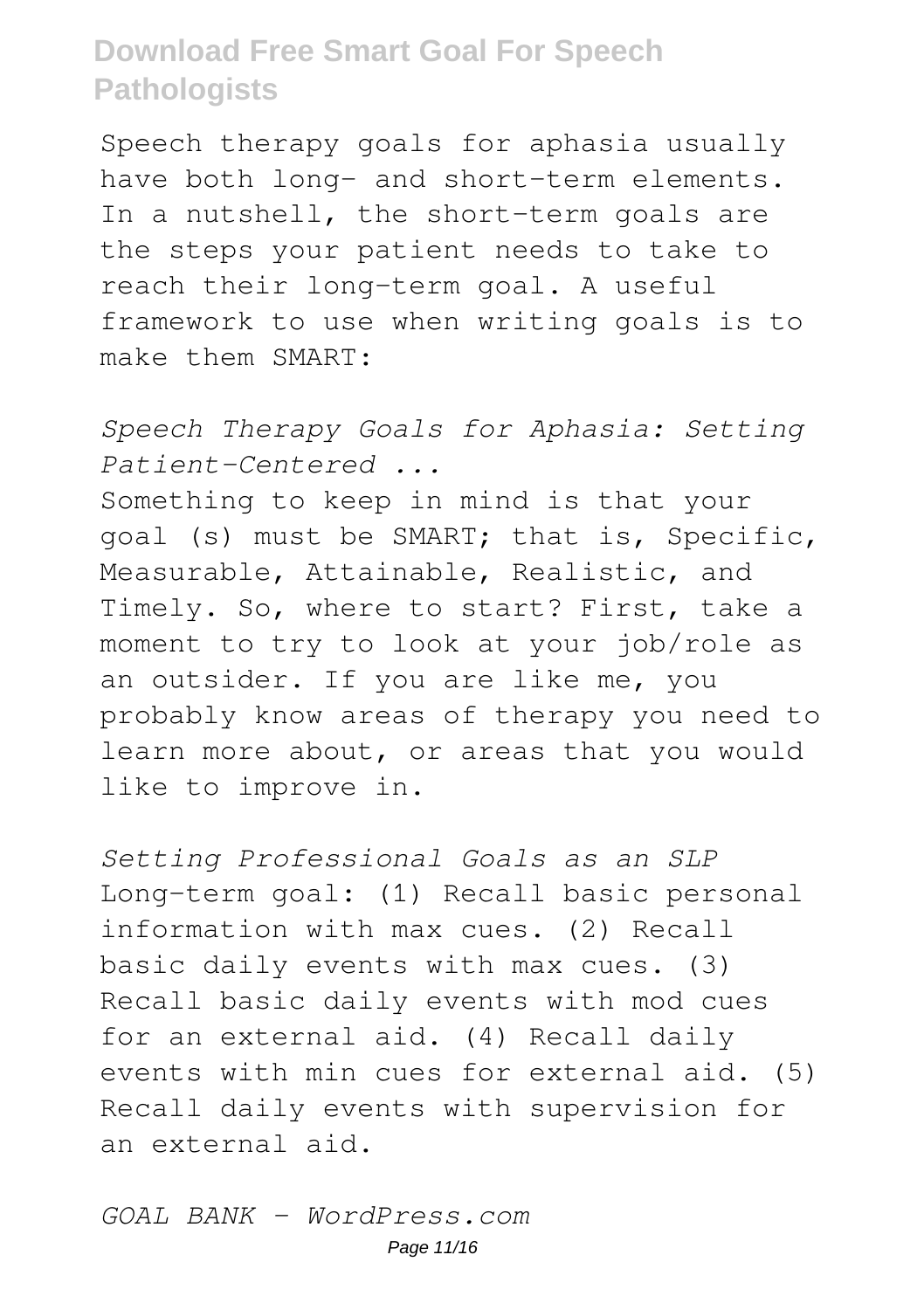Speech therapy goals for aphasia usually have both long- and short-term elements. In a nutshell, the short-term goals are the steps your patient needs to take to reach their long-term goal. A useful framework to use when writing goals is to make them SMART:

*Speech Therapy Goals for Aphasia: Setting Patient-Centered ...*

Something to keep in mind is that your goal (s) must be SMART; that is, Specific, Measurable, Attainable, Realistic, and Timely. So, where to start? First, take a moment to try to look at your job/role as an outsider. If you are like me, you probably know areas of therapy you need to learn more about, or areas that you would like to improve in.

*Setting Professional Goals as an SLP*

Long-term goal: (1) Recall basic personal information with max cues. (2) Recall basic daily events with max cues. (3) Recall basic daily events with mod cues for an external aid. (4) Recall daily events with min cues for external aid. (5) Recall daily events with supervision for an external aid.

*GOAL BANK - WordPress.com*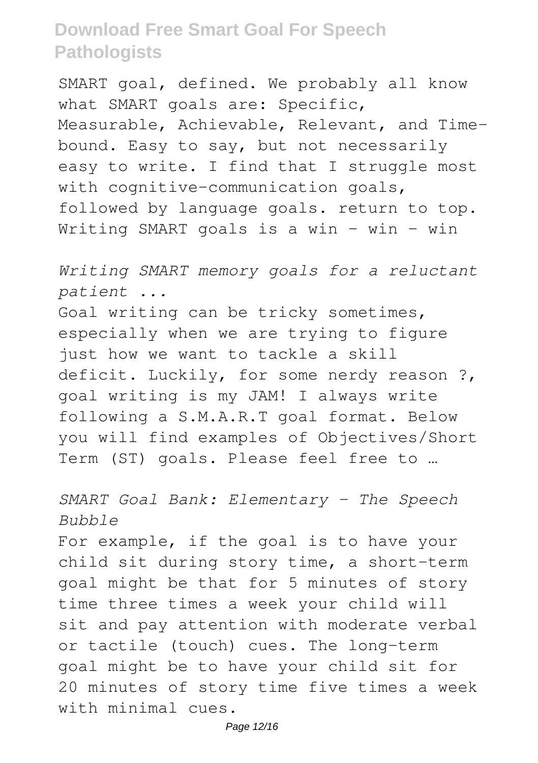SMART goal, defined. We probably all know what SMART goals are: Specific, Measurable, Achievable, Relevant, and Time-bound. Easy to say, but not necessarily easy to write. I find that I struggle most with cognitive-communication goals, followed by language goals. return to top. Writing SMART goals is a win – win – win

*Writing SMART memory goals for a reluctant patient ...*

Goal writing can be tricky sometimes, especially when we are trying to figure just how we want to tackle a skill deficit. Luckily, for some nerdy reason ?, goal writing is my JAM! I always write following a S.M.A.R.T goal format. Below you will find examples of Objectives/Short Term (ST) goals. Please feel free to …

*SMART Goal Bank: Elementary - The Speech Bubble*

For example, if the goal is to have your child sit during story time, a short-term goal might be that for 5 minutes of story time three times a week your child will sit and pay attention with moderate verbal or tactile (touch) cues. The long-term goal might be to have your child sit for 20 minutes of story time five times a week with minimal cues.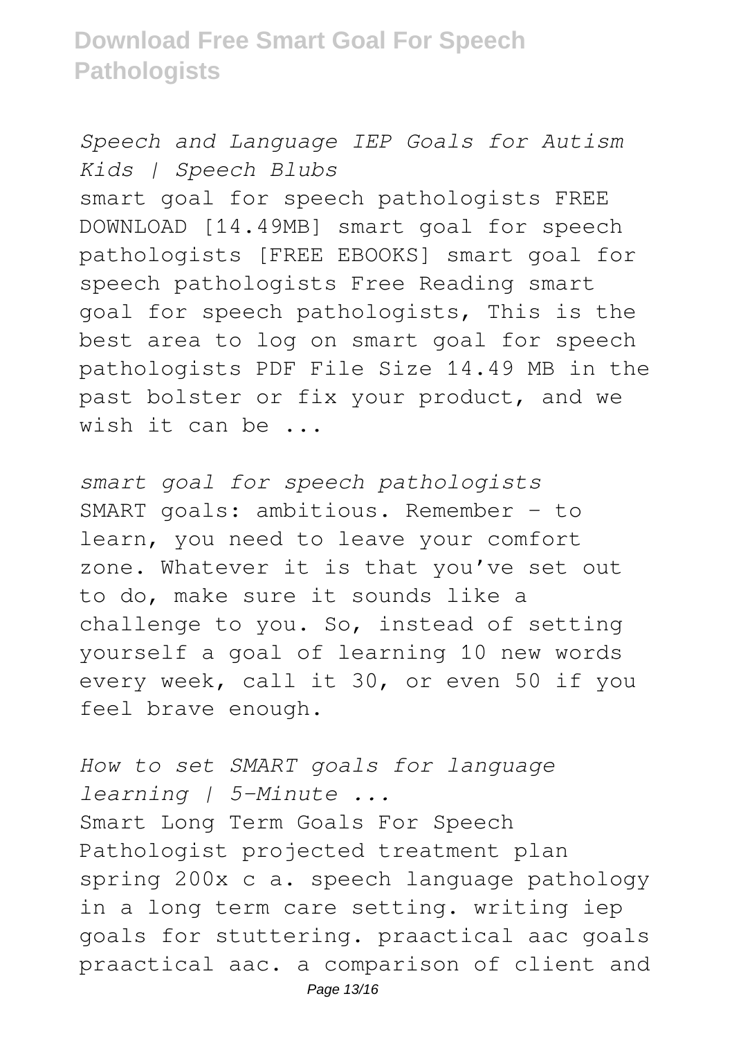*Speech and Language IEP Goals for Autism Kids | Speech Blubs*

smart goal for speech pathologists FREE DOWNLOAD [14.49MB] smart goal for speech pathologists [FREE EBOOKS] smart goal for speech pathologists Free Reading smart goal for speech pathologists, This is the best area to log on smart goal for speech pathologists PDF File Size 14.49 MB in the past bolster or fix your product, and we wish it can be ...

*smart goal for speech pathologists*

SMART goals: ambitious. Remember – to learn, you need to leave your comfort zone. Whatever it is that you've set out to do, make sure it sounds like a challenge to you. So, instead of setting yourself a goal of learning 10 new words every week, call it 30, or even 50 if you feel brave enough.

*How to set SMART goals for language learning | 5-Minute ...*

Smart Long Term Goals For Speech Pathologist projected treatment plan spring 200x c a. speech language pathology in a long term care setting. writing iep goals for stuttering. praactical aac goals praactical aac. a comparison of client and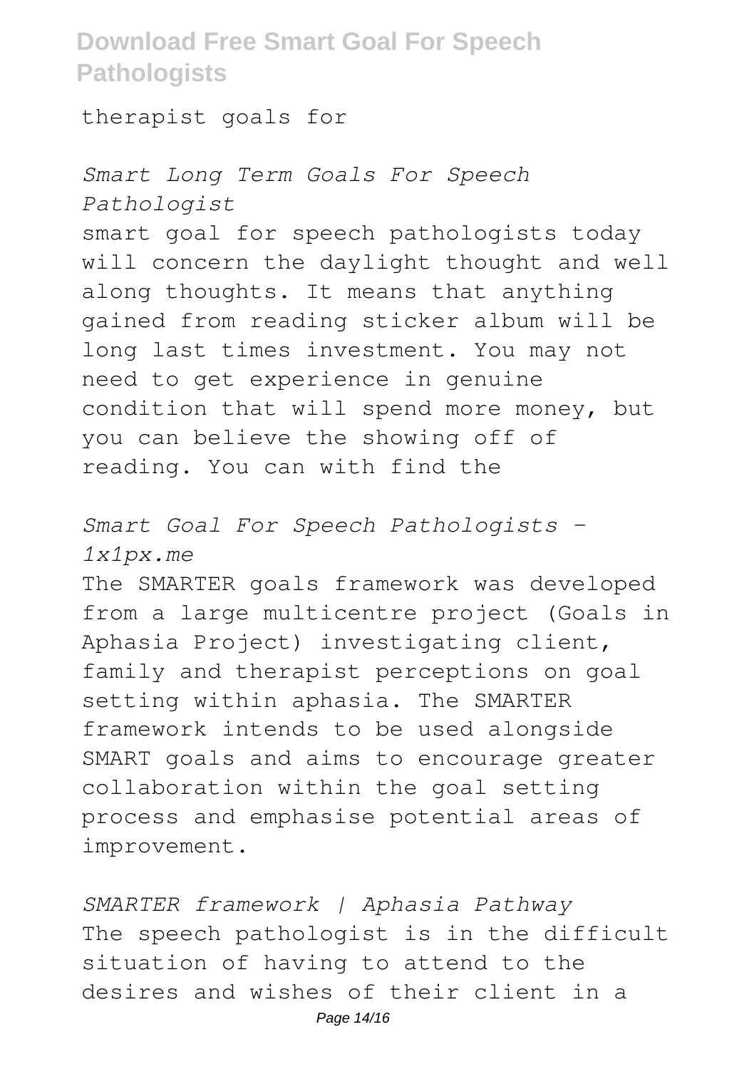therapist goals for

*Smart Long Term Goals For Speech Pathologist*

smart goal for speech pathologists today will concern the daylight thought and well along thoughts. It means that anything gained from reading sticker album will be long last times investment. You may not need to get experience in genuine condition that will spend more money, but you can believe the showing off of reading. You can with find the

*Smart Goal For Speech Pathologists - 1x1px.me*

The SMARTER goals framework was developed from a large multicentre project (Goals in Aphasia Project) investigating client, family and therapist perceptions on goal setting within aphasia. The SMARTER framework intends to be used alongside SMART goals and aims to encourage greater collaboration within the goal setting process and emphasise potential areas of improvement.

*SMARTER framework | Aphasia Pathway*

The speech pathologist is in the difficult situation of having to attend to the desires and wishes of their client in a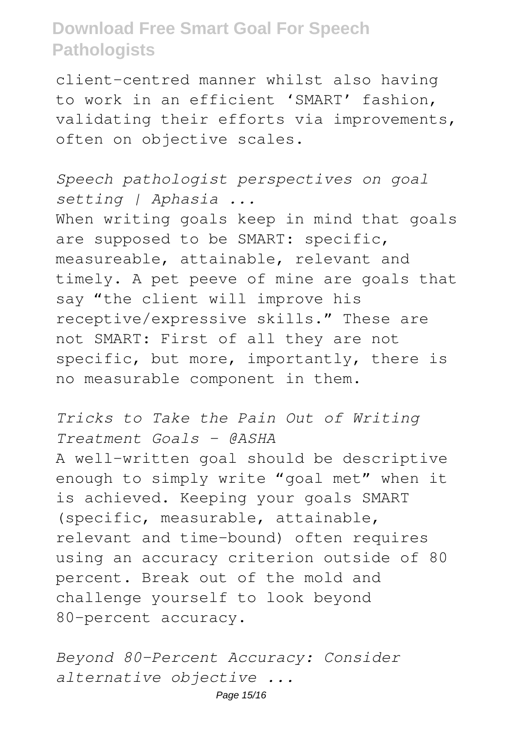client-centred manner whilst also having to work in an efficient 'SMART' fashion, validating their efforts via improvements, often on objective scales.

*Speech pathologist perspectives on goal setting | Aphasia ...*

When writing goals keep in mind that goals are supposed to be SMART: specific, measureable, attainable, relevant and timely. A pet peeve of mine are goals that say "the client will improve his receptive/expressive skills." These are not SMART: First of all they are not specific, but more, importantly, there is no measurable component in them.

*Tricks to Take the Pain Out of Writing Treatment Goals - @ASHA*

A well-written goal should be descriptive enough to simply write "goal met" when it is achieved. Keeping your goals SMART (specific, measurable, attainable, relevant and time-bound) often requires using an accuracy criterion outside of 80 percent. Break out of the mold and challenge yourself to look beyond 80-percent accuracy.

*Beyond 80-Percent Accuracy: Consider alternative objective ...*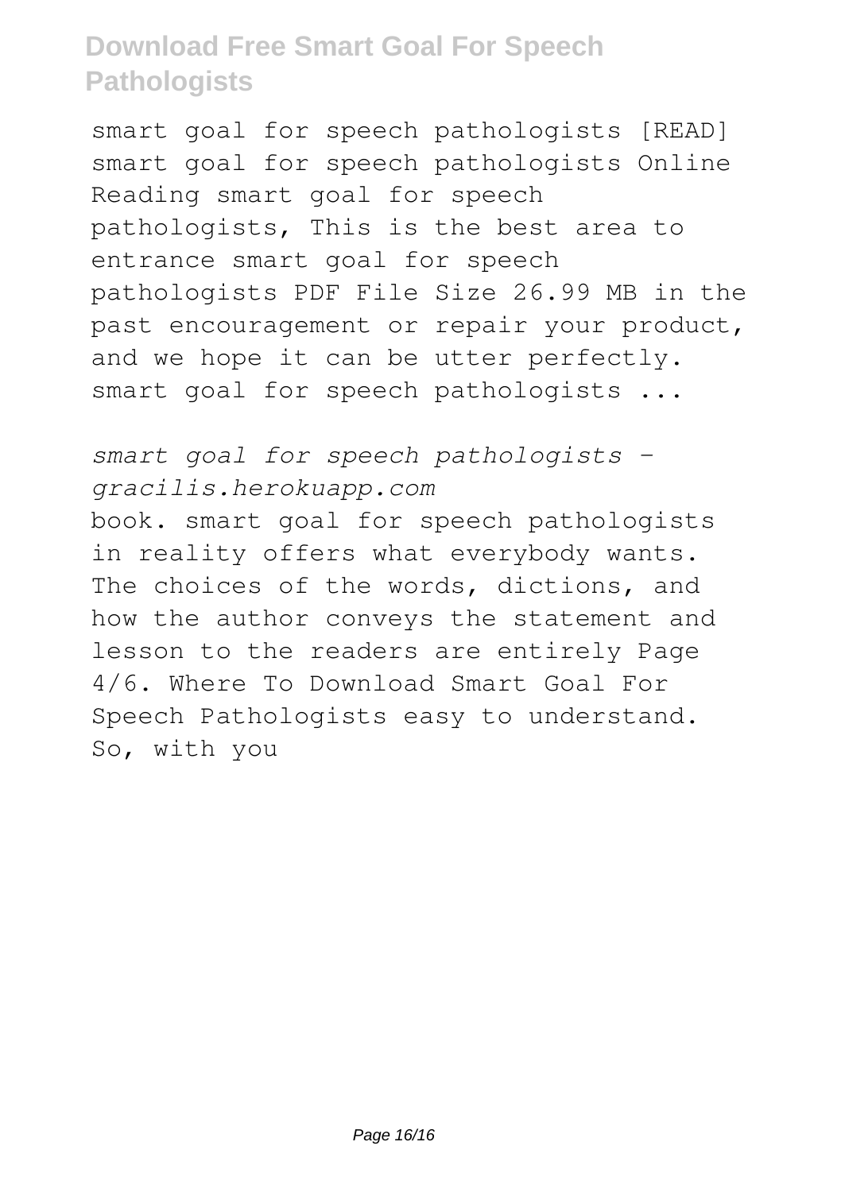smart goal for speech pathologists [READ] smart goal for speech pathologists Online Reading smart goal for speech pathologists, This is the best area to entrance smart goal for speech pathologists PDF File Size 26.99 MB in the past encouragement or repair your product, and we hope it can be utter perfectly. smart goal for speech pathologists ...

*smart goal for speech pathologists - gracilis.herokuapp.com*

book. smart goal for speech pathologists in reality offers what everybody wants. The choices of the words, dictions, and how the author conveys the statement and lesson to the readers are entirely Page 4/6. Where To Download Smart Goal For Speech Pathologists easy to understand. So, with you